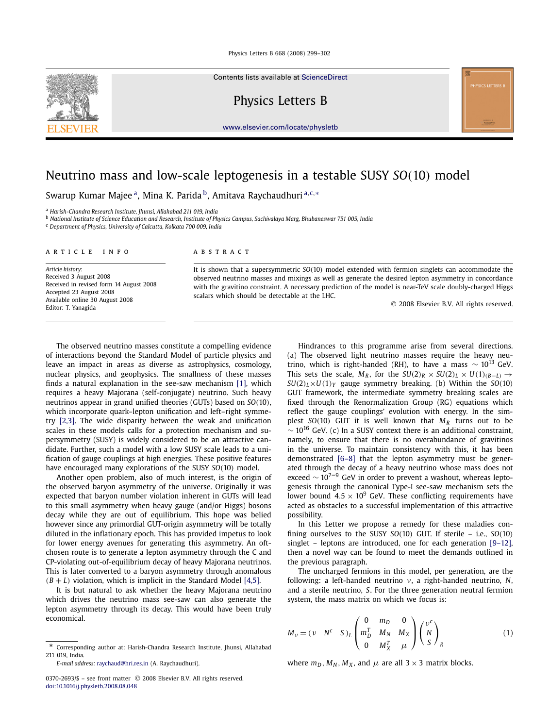# Neutrino mass and low-scale leptogenesis in a testable SUSY $SO(10)$ model

Swarup Kumar Majee [a], Mina K. Parida [b], Amitava Raychaudhuri [a,c,*]

[a] Harish-Chandra Research Institute, Jhunsi, Allahabad 211 019, India
[b] National Institute of Science Education and Research, Institute of Physics Campus, Sachivalaya Marg, Bhubaneswar 751 005, India
[c] Department of Physics, University of Calcutta, Kolkata 700 009, India

**ARTICLE INFO**

*Article history:*
Received 3 August 2008
Received in revised form 14 August 2008
Accepted 23 August 2008
Available online 30 August 2008
Editor: T. Yanagida

**ABSTRACT**

It is shown that a supersymmetric $SO(10)$ model extended with fermion singlets can accommodate the observed neutrino masses and mixings as well as generate the desired lepton asymmetry in concordance with the gravitino constraint. A necessary prediction of the model is near-TeV scale doubly-charged Higgs scalars which should be detectable at the LHC.

© 2008 Elsevier B.V. All rights reserved.

The observed neutrino masses constitute a compelling evidence of interactions beyond the Standard Model of particle physics and leave an impact in areas as diverse as astrophysics, cosmology, nuclear physics, and geophysics. The smallness of these masses finds a natural explanation in the see-saw mechanism [1], which requires a heavy Majorana (self-conjugate) neutrino. Such heavy neutrinos appear in grand unified theories (GUTs) based on $SO(10)$, which incorporate quark–lepton unification and left–right symmetry [2,3]. The wide disparity between the weak and unification scales in these models calls for a protection mechanism and supersymmetry (SUSY) is widely considered to be an attractive candidate. Further, such a model with a low SUSY scale leads to a unification of gauge couplings at high energies. These positive features have encouraged many explorations of the SUSY $SO(10)$ model.

Another open problem, also of much interest, is the origin of the observed baryon asymmetry of the universe. Originally it was expected that baryon number violation inherent in GUTs will lead to this small asymmetry when heavy gauge (and/or Higgs) bosons decay while they are out of equilibrium. This hope was belied however since any primordial GUT-origin asymmetry will be totally diluted in the inflationary epoch. This has provided impetus to look for lower energy avenues for generating this asymmetry. An oft-chosen route is to generate a lepton asymmetry through the C and CP-violating out-of-equilibrium decay of heavy Majorana neutrinos. This is later converted to a baryon asymmetry through anomalous $(B+L)$ violation, which is implicit in the Standard Model [4,5].

It is but natural to ask whether the heavy Majorana neutrino which drives the neutrino mass see-saw can also generate the lepton asymmetry through its decay. This would have been truly economical.

Hindrances to this programme arise from several directions. (a) The observed light neutrino masses require the heavy neutrino, which is right-handed (RH), to have a mass $\sim 10^{13}$ GeV. This sets the scale, $M_R$, for the $SU(2)_R \times SU(2)_L \times U(1)_{(B-L)} \to SU(2)_L \times U(1)_Y$ gauge symmetry breaking. (b) Within the $SO(10)$ GUT framework, the intermediate symmetry breaking scales are fixed through the Renormalization Group (RG) equations which reflect the gauge couplings' evolution with energy. In the simplest $SO(10)$ GUT it is well known that $M_R$ turns out to be $\sim 10^{16}$ GeV. (c) In a SUSY context there is an additional constraint, namely, to ensure that there is no overabundance of gravitinos in the universe. To maintain consistency with this, it has been demonstrated [6–8] that the lepton asymmetry must be generated through the decay of a heavy neutrino whose mass does not exceed $\sim 10^{7-9}$ GeV in order to prevent a washout, whereas leptogenesis through the canonical Type-I see-saw mechanism sets the lower bound $4.5 \times 10^9$ GeV. These conflicting requirements have acted as obstacles to a successful implementation of this attractive possibility.

In this Letter we propose a remedy for these maladies confining ourselves to the SUSY $SO(10)$ GUT. If sterile – i.e., $SO(10)$ singlet – leptons are introduced, one for each generation [9–12], then a novel way can be found to meet the demands outlined in the previous paragraph.

The uncharged fermions in this model, per generation, are the following: a left-handed neutrino $\nu$, a right-handed neutrino, $N$, and a sterile neutrino, $S$. For the three generation neutral fermion system, the mass matrix on which we focus is:

$$M_\nu = (\nu \quad N^c \quad S)_L \begin{pmatrix} 0 & m_D & 0 \\ m_D^T & M_N & M_X \\ 0 & M_X^T & \mu \end{pmatrix} \begin{pmatrix} \nu^c \\ N \\ S \end{pmatrix}_R \tag{1}$$

where $m_D, M_N, M_X$, and $\mu$ are all $3 \times 3$ matrix blocks.

* Corresponding author at: Harish-Chandra Research Institute, Jhunsi, Allahabad 211 019, India.
*E-mail address:* raychaud@hri.res.in (A. Raychaudhuri).

0370-2693/$ – see front matter © 2008 Elsevier B.V. All rights reserved.
doi:10.1016/j.physletb.2008.08.048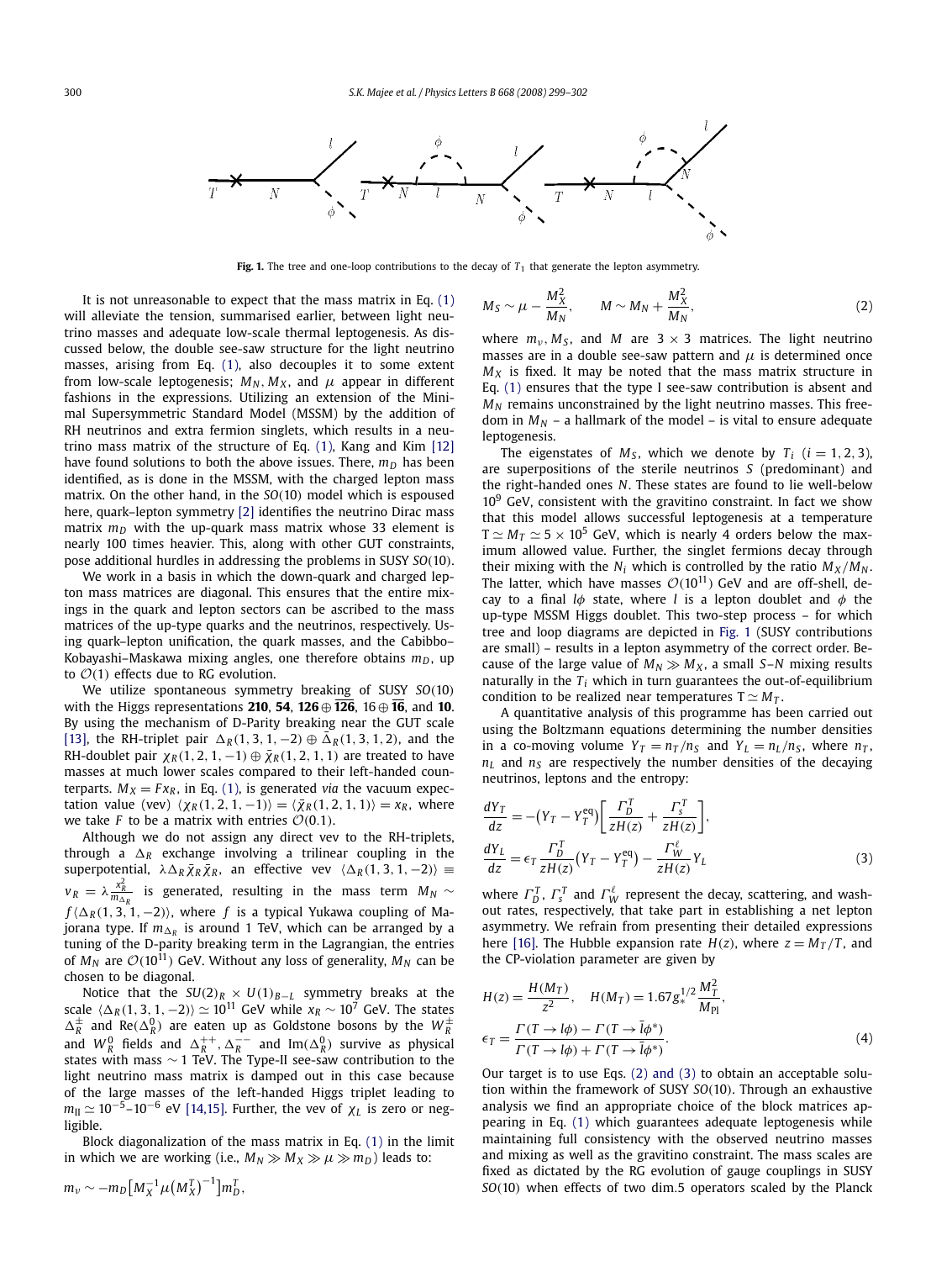**Fig. 1.** The tree and one-loop contributions to the decay of $T_1$ that generate the lepton asymmetry.

It is not unreasonable to expect that the mass matrix in Eq. (1) will alleviate the tension, summarised earlier, between light neutrino masses and adequate low-scale thermal leptogenesis. As discussed below, the double see-saw structure for the light neutrino masses, arising from Eq. (1), also decouples it to some extent from low-scale leptogenesis; $M_N$, $M_X$, and $\mu$ appear in different fashions in the expressions. Utilizing an extension of the Minimal Supersymmetric Standard Model (MSSM) by the addition of RH neutrinos and extra fermion singlets, which results in a neutrino mass matrix of the structure of Eq. (1), Kang and Kim [12] have found solutions to both the above issues. There, $m_D$ has been identified, as is done in the MSSM, with the charged lepton mass matrix. On the other hand, in the $SO(10)$ model which is espoused here, quark–lepton symmetry [2] identifies the neutrino Dirac mass matrix $m_D$ with the up-quark mass matrix whose 33 element is nearly 100 times heavier. This, along with other GUT constraints, pose additional hurdles in addressing the problems in SUSY $SO(10)$.

We work in a basis in which the down-quark and charged lepton mass matrices are diagonal. This ensures that the entire mixings in the quark and lepton sectors can be ascribed to the mass matrices of the up-type quarks and the neutrinos, respectively. Using quark–lepton unification, the quark masses, and the Cabibbo–Kobayashi–Maskawa mixing angles, one therefore obtains $m_D$, up to $\mathcal{O}(1)$ effects due to RG evolution.

We utilize spontaneous symmetry breaking of SUSY $SO(10)$ with the Higgs representations **210**, **54**, $\mathbf{126} \oplus \overline{\mathbf{126}}$, $16 \oplus \overline{\mathbf{16}}$, and **10**. By using the mechanism of D-Parity breaking near the GUT scale [13], the RH-triplet pair $\Delta_R(1,3,-2) \oplus \bar{\Delta}_R(1,3,1,2)$, and the RH-doublet pair $\chi_R(1,2,1,-1) \oplus \bar{\chi}_R(1,2,1,1)$ are treated to have masses at much lower scales compared to their left-handed counterparts. $M_X = F x_R$, in Eq. (1), is generated *via* the vacuum expectation value (vev) $\langle \chi_R(1,2,1,-1)\rangle = \langle \bar{\chi}_R(1,2,1,1)\rangle = x_R$, where we take $F$ to be a matrix with entries $\mathcal{O}(0.1)$.

Although we do not assign any direct vev to the RH-triplets, through a $\Delta_R$ exchange involving a trilinear coupling in the superpotential, $\lambda \Delta_R \bar{\chi}_R \bar{\chi}_R$, an effective vev $\langle \Delta_R(1,3,1,-2)\rangle \equiv v_R = \lambda \frac{x_R^2}{m_{\Delta_R}}$ is generated, resulting in the mass term $M_N \sim f\langle \Delta_R(1,3,1,-2)\rangle$, where $f$ is a typical Yukawa coupling of Majorana type. If $m_{\Delta_R}$ is around 1 TeV, which can be arranged by a tuning of the D-parity breaking term in the Lagrangian, the entries of $M_N$ are $\mathcal{O}(10^{11})$ GeV. Without any loss of generality, $M_N$ can be chosen to be diagonal.

Notice that the $SU(2)_R \times U(1)_{B-L}$ symmetry breaks at the scale $\langle \Delta_R(1,3,1,-2)\rangle \simeq 10^{11}$ GeV while $x_R \sim 10^7$ GeV. The states $\Delta_R^{\pm}$ and $\mathrm{Re}(\Delta_R^0)$ are eaten up as Goldstone bosons by the $W_R^{\pm}$ and $W_R^0$ fields and $\Delta_R^{++}, \Delta_R^{--}$ and $\mathrm{Im}(\Delta_R^0)$ survive as physical states with mass $\sim 1$ TeV. The Type-II see-saw contribution to the light neutrino mass matrix is damped out in this case because of the large masses of the left-handed Higgs triplet leading to $m_{II} \simeq 10^{-5}$–$10^{-6}$ eV [14,15]. Further, the vev of $\chi_L$ is zero or negligible.

Block diagonalization of the mass matrix in Eq. (1) in the limit in which we are working (i.e., $M_N \gg M_X \gg \mu \gg m_D$) leads to:

$$m_\nu \sim -m_D\left[M_X^{-1}\mu\left(M_X^T\right)^{-1}\right]m_D^T,$$

$$M_S \sim \mu - \frac{M_X^2}{M_N}, \qquad M \sim M_N + \frac{M_X^2}{M_N}, \tag{2}$$

where $m_\nu$, $M_S$, and $M$ are $3 \times 3$ matrices. The light neutrino masses are in a double see-saw pattern and $\mu$ is determined once $M_X$ is fixed. It may be noted that the mass matrix structure in Eq. (1) ensures that the type I see-saw contribution is absent and $M_N$ remains unconstrained by the light neutrino masses. This freedom in $M_N$ – a hallmark of the model – is vital to ensure adequate leptogenesis.

The eigenstates of $M_S$, which we denote by $T_i$ $(i = 1,2,3)$, are superpositions of the sterile neutrinos $S$ (predominant) and the right-handed ones $N$. These states are found to lie well-below $10^9$ GeV, consistent with the gravitino constraint. In fact we show that this model allows successful leptogenesis at a temperature $\mathrm{T} \simeq M_T \simeq 5 \times 10^5$ GeV, which is nearly 4 orders below the maximum allowed value. Further, the singlet fermions decay through their mixing with the $N_i$ which is controlled by the ratio $M_X/M_N$. The latter, which have masses $\mathcal{O}(10^{11})$ GeV and are off-shell, decay to a final $l\phi$ state, where $l$ is a lepton doublet and $\phi$ the up-type MSSM Higgs doublet. This two-step process – for which tree and loop diagrams are depicted in Fig. 1 (SUSY contributions are small) – results in a lepton asymmetry of the correct order. Because of the large value of $M_N \gg M_X$, a small $S$–$N$ mixing results naturally in the $T_i$ which in turn guarantees the out-of-equilibrium condition to be realized near temperatures $\mathrm{T} \simeq M_T$.

A quantitative analysis of this programme has been carried out using the Boltzmann equations determining the number densities in a co-moving volume $Y_T = n_T/n_S$ and $Y_L = n_L/n_S$, where $n_T$, $n_L$ and $n_S$ are respectively the number densities of the decaying neutrinos, leptons and the entropy:

$$\frac{dY_T}{dz} = -\left(Y_T - Y_T^{\mathrm{eq}}\right)\left[\frac{\Gamma_D^T}{zH(z)} + \frac{\Gamma_s^T}{zH(z)}\right],$$
$$\frac{dY_L}{dz} = \epsilon_T \frac{\Gamma_D^T}{zH(z)}\left(Y_T - Y_T^{\mathrm{eq}}\right) - \frac{\Gamma_W^\ell}{zH(z)} Y_L \tag{3}$$

where $\Gamma_D^T$, $\Gamma_s^T$ and $\Gamma_W^\ell$ represent the decay, scattering, and washout rates, respectively, that take part in establishing a net lepton asymmetry. We refrain from presenting their detailed expressions here [16]. The Hubble expansion rate $H(z)$, where $z = M_T/T$, and the CP-violation parameter are given by

$$H(z) = \frac{H(M_T)}{z^2}, \quad H(M_T) = 1.67 g_*^{1/2} \frac{M_T^2}{M_{\mathrm{Pl}}},$$
$$\epsilon_T = \frac{\Gamma(T \to l\phi) - \Gamma(T \to \bar{l}\phi^*)}{\Gamma(T \to l\phi) + \Gamma(T \to \bar{l}\phi^*)}. \tag{4}$$

Our target is to use Eqs. (2) and (3) to obtain an acceptable solution within the framework of SUSY $SO(10)$. Through an exhaustive analysis we find an appropriate choice of the block matrices appearing in Eq. (1) which guarantees adequate leptogenesis while maintaining full consistency with the observed neutrino masses and mixing as well as the gravitino constraint. The mass scales are fixed as dictated by the RG evolution of gauge couplings in SUSY $SO(10)$ when effects of two dim.5 operators scaled by the Planck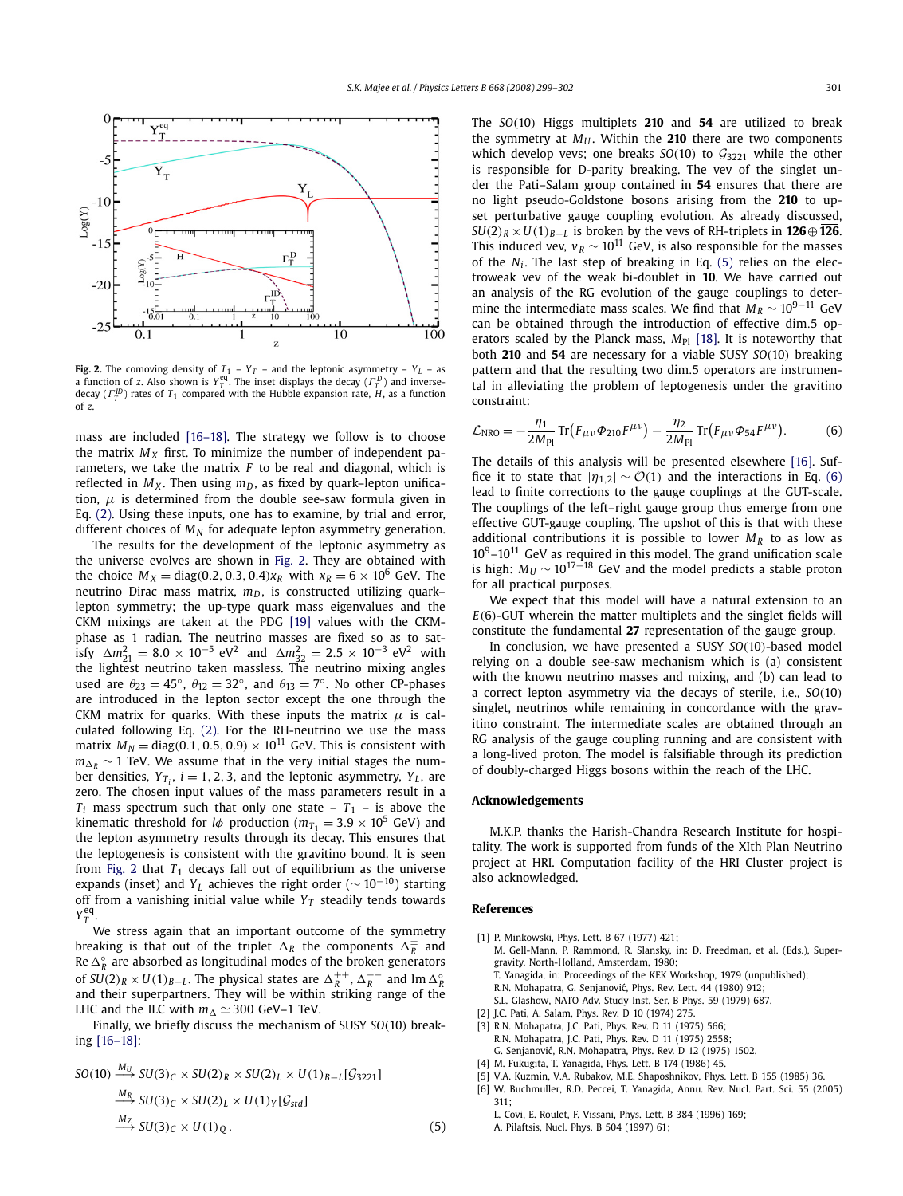**Fig. 2.** The comoving density of $T_1$ – $Y_T$ – and the leptonic asymmetry – $Y_L$ – as a function of $z$. Also shown is $Y_T^{\rm eq}$. The inset displays the decay ($\Gamma_T^D$) and inverse-decay ($\Gamma_T^{ID}$) rates of $T_1$ compared with the Hubble expansion rate, $H$, as a function of $z$.

mass are included [16–18]. The strategy we follow is to choose the matrix $M_X$ first. To minimize the number of independent parameters, we take the matrix $F$ to be real and diagonal, which is reflected in $M_X$. Then using $m_D$, as fixed by quark–lepton unification, $\mu$ is determined from the double see-saw formula given in Eq. (2). Using these inputs, one has to examine, by trial and error, different choices of $M_N$ for adequate lepton asymmetry generation.

The results for the development of the leptonic asymmetry as the universe evolves are shown in Fig. 2. They are obtained with the choice $M_X = {\rm diag}(0.2, 0.3, 0.4)x_R$ with $x_R = 6 \times 10^6$ GeV. The neutrino Dirac mass matrix, $m_D$, is constructed utilizing quark–lepton symmetry; the up-type quark mass eigenvalues and the CKM mixings are taken at the PDG [19] values with the CKM-phase as 1 radian. The neutrino masses are fixed so as to satisfy $\Delta m^2_{21} = 8.0 \times 10^{-5}$ eV$^2$ and $\Delta m^2_{32} = 2.5 \times 10^{-3}$ eV$^2$ with the lightest neutrino taken massless. The neutrino mixing angles used are $\theta_{23} = 45°$, $\theta_{12} = 32°$, and $\theta_{13} = 7°$. No other CP-phases are introduced in the lepton sector except the one through the CKM matrix for quarks. With these inputs the matrix $\mu$ is calculated following Eq. (2). For the RH-neutrino we use the mass matrix $M_N = {\rm diag}(0.1, 0.5, 0.9) \times 10^{11}$ GeV. This is consistent with $m_{\Delta_R} \sim 1$ TeV. We assume that in the very initial stages the number densities, $Y_{T_i}$, $i = 1, 2, 3$, and the leptonic asymmetry, $Y_L$, are zero. The chosen input values of the mass parameters result in a $T_i$ mass spectrum such that only one state – $T_1$ – is above the kinematic threshold for $l\phi$ production ($m_{T_1} = 3.9 \times 10^5$ GeV) and the lepton asymmetry results through its decay. This ensures that the leptogenesis is consistent with the gravitino bound. It is seen from Fig. 2 that $T_1$ decays fall out of equilibrium as the universe expands (inset) and $Y_L$ achieves the right order ($\sim 10^{-10}$) starting off from a vanishing initial value while $Y_T$ steadily tends towards $Y_T^{\rm eq}$.

We stress again that an important outcome of the symmetry breaking is that out of the triplet $\Delta_R$ the components $\Delta_R^\pm$ and ${\rm Re}\,\Delta_R^\circ$ are absorbed as longitudinal modes of the broken generators of $SU(2)_R \times U(1)_{B-L}$. The physical states are $\Delta_R^{++}, \Delta_R^{--}$ and ${\rm Im}\,\Delta_R^\circ$ and their superpartners. They will be within striking range of the LHC and the ILC with $m_\Delta \simeq 300$ GeV–1 TeV.

Finally, we briefly discuss the mechanism of SUSY $SO(10)$ breaking [16–18]:

$$SO(10) \xrightarrow{M_U} SU(3)_C \times SU(2)_R \times SU(2)_L \times U(1)_{B-L}[\mathcal{G}_{3221}]$$
$$\xrightarrow{M_R} SU(3)_C \times SU(2)_L \times U(1)_Y[\mathcal{G}_{std}]$$
$$\xrightarrow{M_Z} SU(3)_C \times U(1)_Q\,. \qquad (5)$$

The $SO(10)$ Higgs multiplets **210** and **54** are utilized to break the symmetry at $M_U$. Within the **210** there are two components which develop vevs; one breaks $SO(10)$ to $\mathcal{G}_{3221}$ while the other is responsible for D-parity breaking. The vev of the singlet under the Pati–Salam group contained in **54** ensures that there are no light pseudo-Goldstone bosons arising from the **210** to upset perturbative gauge coupling evolution. As already discussed, $SU(2)_R \times U(1)_{B-L}$ is broken by the vevs of RH-triplets in $\mathbf{126} \oplus \overline{\mathbf{126}}$. This induced vev, $v_R \sim 10^{11}$ GeV, is also responsible for the masses of the $N_i$. The last step of breaking in Eq. (5) relies on the electroweak vev of the weak bi-doublet in **10**. We have carried out an analysis of the RG evolution of the gauge couplings to determine the intermediate mass scales. We find that $M_R \sim 10^{9-11}$ GeV can be obtained through the introduction of effective dim.5 operators scaled by the Planck mass, $M_{\rm Pl}$ [18]. It is noteworthy that both **210** and **54** are necessary for a viable SUSY $SO(10)$ breaking pattern and that the resulting two dim.5 operators are instrumental in alleviating the problem of leptogenesis under the gravitino constraint:

$$\mathcal{L}_{\rm NRO} = -\frac{\eta_1}{2M_{\rm Pl}}{\rm Tr}\big(F_{\mu\nu}\Phi_{210}F^{\mu\nu}\big) - \frac{\eta_2}{2M_{\rm Pl}}{\rm Tr}\big(F_{\mu\nu}\Phi_{54}F^{\mu\nu}\big). \qquad (6)$$

The details of this analysis will be presented elsewhere [16]. Suffice it to state that $|\eta_{1,2}| \sim \mathcal{O}(1)$ and the interactions in Eq. (6) lead to finite corrections to the gauge couplings at the GUT-scale. The couplings of the left–right gauge group thus emerge from one effective GUT-gauge coupling. The upshot of this is that with these additional contributions it is possible to lower $M_R$ to as low as $10^9$–$10^{11}$ GeV as required in this model. The grand unification scale is high: $M_U \sim 10^{17-18}$ GeV and the model predicts a stable proton for all practical purposes.

We expect that this model will have a natural extension to an $E(6)$-GUT wherein the matter multiplets and the singlet fields will constitute the fundamental **27** representation of the gauge group.

In conclusion, we have presented a SUSY $SO(10)$-based model relying on a double see-saw mechanism which is (a) consistent with the known neutrino masses and mixing, and (b) can lead to a correct lepton asymmetry via the decays of sterile, i.e., $SO(10)$ singlet, neutrinos while remaining in concordance with the gravitino constraint. The intermediate scales are obtained through an RG analysis of the gauge coupling running and are consistent with a long-lived proton. The model is falsifiable through its prediction of doubly-charged Higgs bosons within the reach of the LHC.

## Acknowledgements

M.K.P. thanks the Harish-Chandra Research Institute for hospitality. The work is supported from funds of the XIth Plan Neutrino project at HRI. Computation facility of the HRI Cluster project is also acknowledged.

## References

[1] P. Minkowski, Phys. Lett. B 67 (1977) 421;
M. Gell-Mann, P. Rammond, R. Slansky, in: D. Freedman, et al. (Eds.), Supergravity, North-Holland, Amsterdam, 1980;
T. Yanagida, in: Proceedings of the KEK Workshop, 1979 (unpublished);
R.N. Mohapatra, G. Senjanović, Phys. Rev. Lett. 44 (1980) 912;
S.L. Glashow, NATO Adv. Study Inst. Ser. B Phys. 59 (1979) 687.

[2] J.C. Pati, A. Salam, Phys. Rev. D 10 (1974) 275.

[3] R.N. Mohapatra, J.C. Pati, Phys. Rev. D 11 (1975) 566;
R.N. Mohapatra, J.C. Pati, Phys. Rev. D 11 (1975) 2558;
G. Senjanović, R.N. Mohapatra, Phys. Rev. D 12 (1975) 1502.

[4] M. Fukugita, T. Yanagida, Phys. Lett. B 174 (1986) 45.

[5] V.A. Kuzmin, V.A. Rubakov, M.E. Shaposhnikov, Phys. Lett. B 155 (1985) 36.

[6] W. Buchmuller, R.D. Peccei, T. Yanagida, Annu. Rev. Nucl. Part. Sci. 55 (2005) 311;
L. Covi, E. Roulet, F. Vissani, Phys. Lett. B 384 (1996) 169;
A. Pilaftsis, Nucl. Phys. B 504 (1997) 61;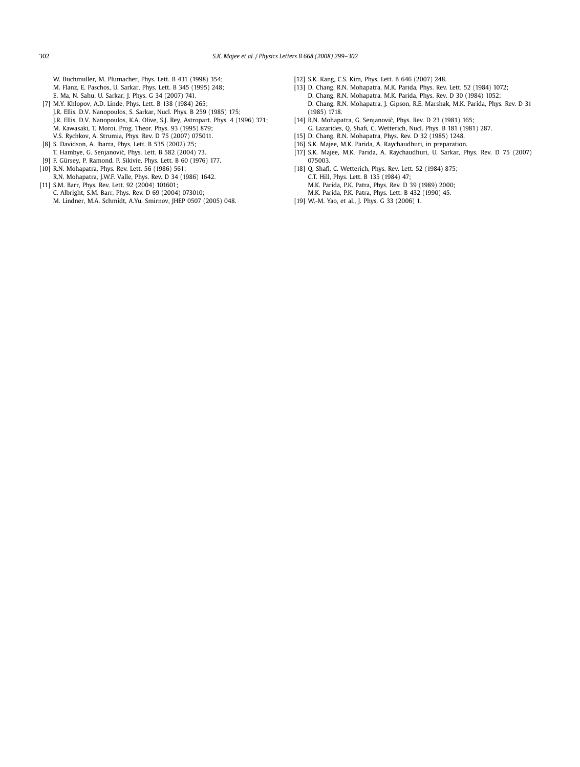W. Buchmuller, M. Plumacher, Phys. Lett. B 431 (1998) 354;
M. Flanz, E. Paschos, U. Sarkar, Phys. Lett. B 345 (1995) 248;
E. Ma, N. Sahu, U. Sarkar, J. Phys. G 34 (2007) 741.

[7] M.Y. Khlopov, A.D. Linde, Phys. Lett. B 138 (1984) 265;
J.R. Ellis, D.V. Nanopoulos, S. Sarkar, Nucl. Phys. B 259 (1985) 175;
J.R. Ellis, D.V. Nanopoulos, K.A. Olive, S.J. Rey, Astropart. Phys. 4 (1996) 371;
M. Kawasaki, T. Moroi, Prog. Theor. Phys. 93 (1995) 879;
V.S. Rychkov, A. Strumia, Phys. Rev. D 75 (2007) 075011.

[8] S. Davidson, A. Ibarra, Phys. Lett. B 535 (2002) 25;
T. Hambye, G. Senjanović, Phys. Lett. B 582 (2004) 73.

[9] F. Gürsey, P. Ramond, P. Sikivie, Phys. Lett. B 60 (1976) 177.

[10] R.N. Mohapatra, Phys. Rev. Lett. 56 (1986) 561;
R.N. Mohapatra, J.W.F. Valle, Phys. Rev. D 34 (1986) 1642.

[11] S.M. Barr, Phys. Rev. Lett. 92 (2004) 101601;
C. Albright, S.M. Barr, Phys. Rev. D 69 (2004) 073010;
M. Lindner, M.A. Schmidt, A.Yu. Smirnov, JHEP 0507 (2005) 048.

[12] S.K. Kang, C.S. Kim, Phys. Lett. B 646 (2007) 248.

[13] D. Chang, R.N. Mohapatra, M.K. Parida, Phys. Rev. Lett. 52 (1984) 1072;
D. Chang, R.N. Mohapatra, M.K. Parida, Phys. Rev. D 30 (1984) 1052;
D. Chang, R.N. Mohapatra, J. Gipson, R.E. Marshak, M.K. Parida, Phys. Rev. D 31 (1985) 1718.

[14] R.N. Mohapatra, G. Senjanović, Phys. Rev. D 23 (1981) 165;
G. Lazarides, Q. Shafi, C. Wetterich, Nucl. Phys. B 181 (1981) 287.

[15] D. Chang, R.N. Mohapatra, Phys. Rev. D 32 (1985) 1248.

[16] S.K. Majee, M.K. Parida, A. Raychaudhuri, in preparation.

[17] S.K. Majee, M.K. Parida, A. Raychaudhuri, U. Sarkar, Phys. Rev. D 75 (2007) 075003.

[18] Q. Shafi, C. Wetterich, Phys. Rev. Lett. 52 (1984) 875;
C.T. Hill, Phys. Lett. B 135 (1984) 47;
M.K. Parida, P.K. Patra, Phys. Rev. D 39 (1989) 2000;
M.K. Parida, P.K. Patra, Phys. Lett. B 432 (1990) 45.

[19] W.-M. Yao, et al., J. Phys. G 33 (2006) 1.